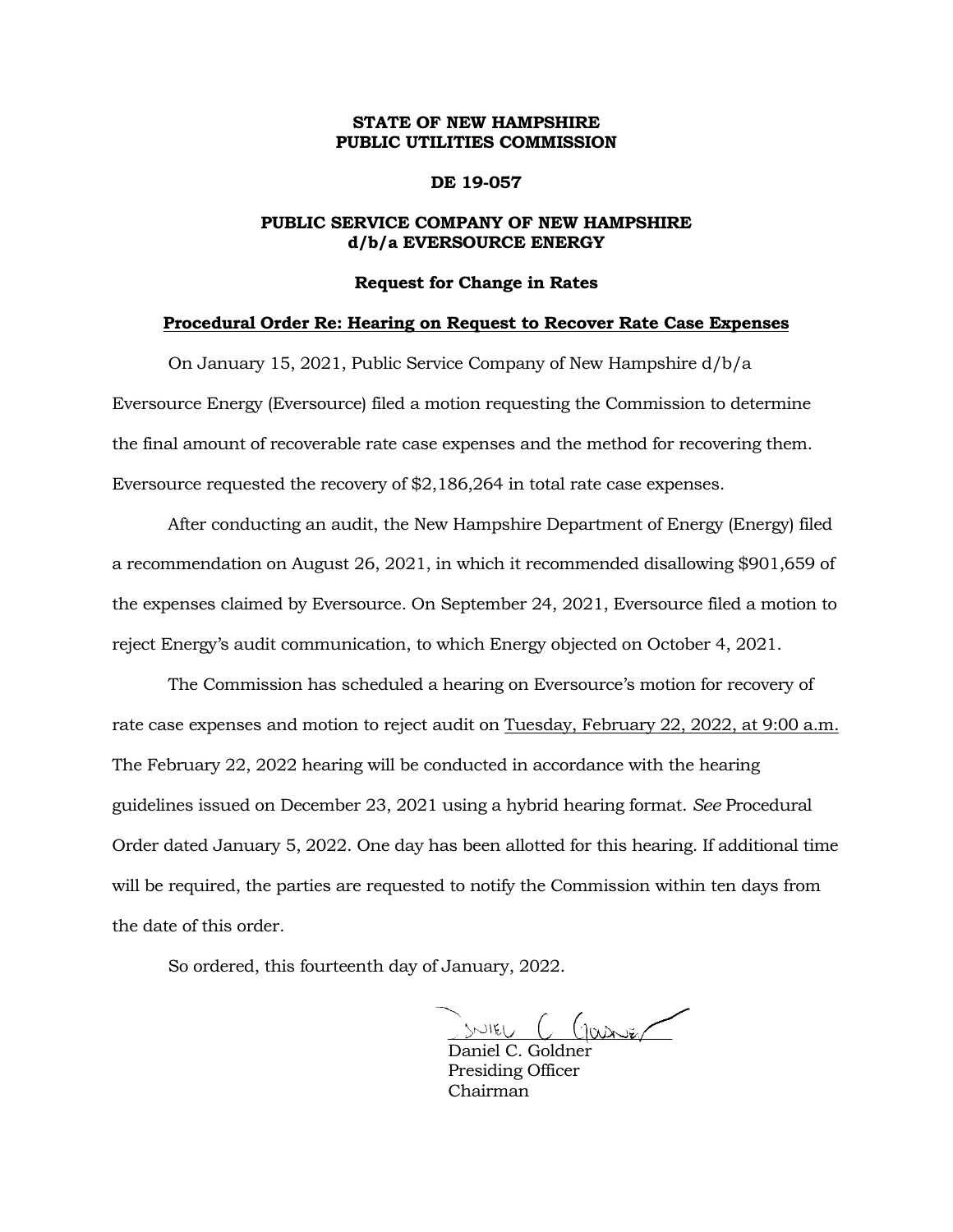**STATE OF NEW HAMPSHIRE**
**PUBLIC UTILITIES COMMISSION**

**DE 19-057**

**PUBLIC SERVICE COMPANY OF NEW HAMPSHIRE**
**d/b/a EVERSOURCE ENERGY**

**Request for Change in Rates**

**<u>Procedural Order Re: Hearing on Request to Recover Rate Case Expenses</u>**

On January 15, 2021, Public Service Company of New Hampshire d/b/a Eversource Energy (Eversource) filed a motion requesting the Commission to determine the final amount of recoverable rate case expenses and the method for recovering them. Eversource requested the recovery of $2,186,264 in total rate case expenses.

After conducting an audit, the New Hampshire Department of Energy (Energy) filed a recommendation on August 26, 2021, in which it recommended disallowing $901,659 of the expenses claimed by Eversource. On September 24, 2021, Eversource filed a motion to reject Energy's audit communication, to which Energy objected on October 4, 2021.

The Commission has scheduled a hearing on Eversource's motion for recovery of rate case expenses and motion to reject audit on <u>Tuesday, February 22, 2022, at 9:00 a.m.</u> The February 22, 2022 hearing will be conducted in accordance with the hearing guidelines issued on December 23, 2021 using a hybrid hearing format. *See* Procedural Order dated January 5, 2022. One day has been allotted for this hearing. If additional time will be required, the parties are requested to notify the Commission within ten days from the date of this order.

So ordered, this fourteenth day of January, 2022.

Daniel C. Goldner
Presiding Officer
Chairman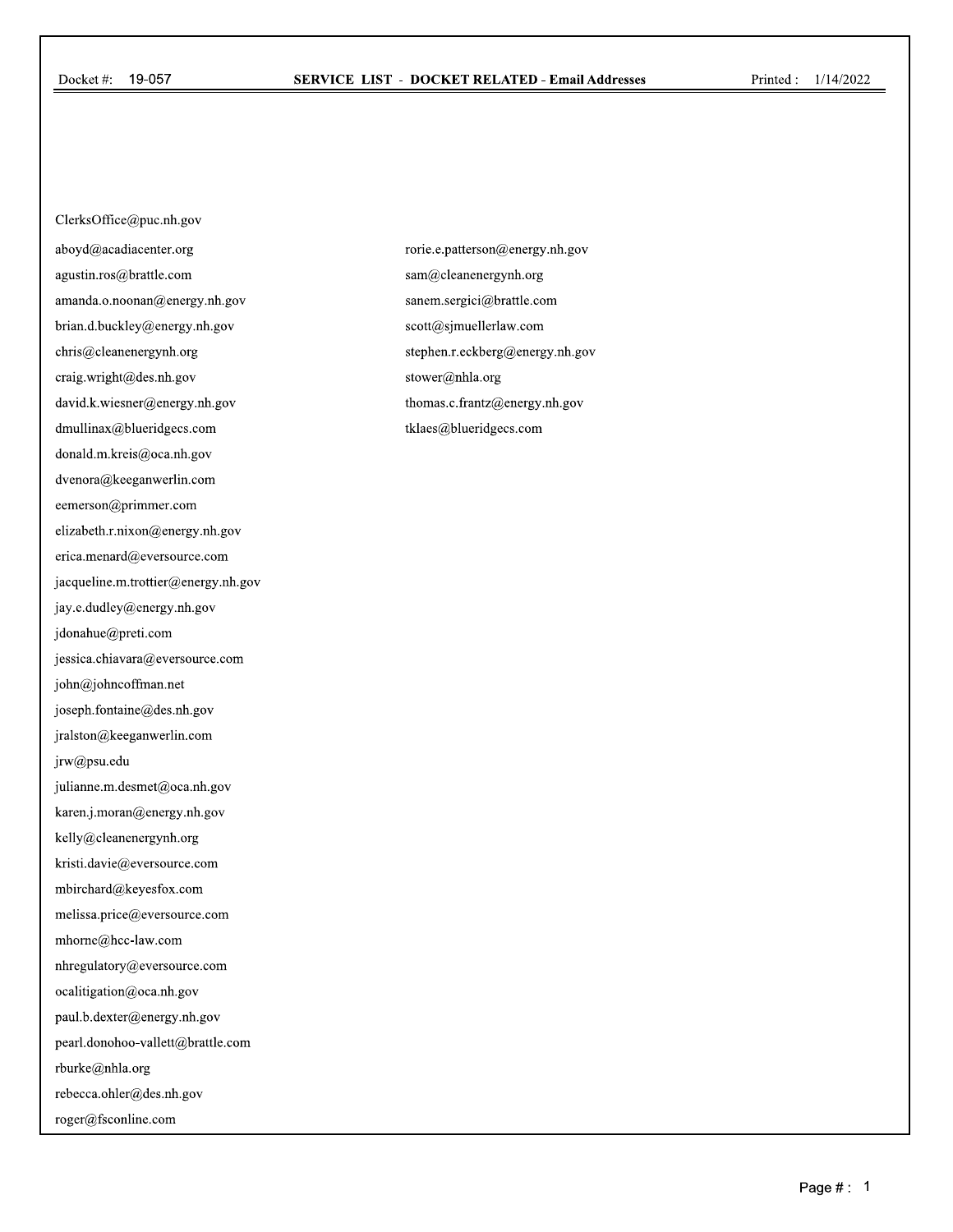Docket #: 19-057 **SERVICE LIST - DOCKET RELATED - Email Addresses** Printed : 1/14/2022

ClerksOffice@puc.nh.gov

aboyd@acadiacenter.org
agustin.ros@brattle.com
amanda.o.noonan@energy.nh.gov
brian.d.buckley@energy.nh.gov
chris@cleanenergynh.org
craig.wright@des.nh.gov
david.k.wiesner@energy.nh.gov
dmullinax@blueridgecs.com
donald.m.kreis@oca.nh.gov
dvenora@keeganwerlin.com
eemerson@primmer.com
elizabeth.r.nixon@energy.nh.gov
erica.menard@eversource.com
jacqueline.m.trottier@energy.nh.gov
jay.e.dudley@energy.nh.gov
jdonahue@preti.com
jessica.chiavara@eversource.com
john@johncoffman.net
joseph.fontaine@des.nh.gov
jralston@keeganwerlin.com
jrw@psu.edu
julianne.m.desmet@oca.nh.gov
karen.j.moran@energy.nh.gov
kelly@cleanenergynh.org
kristi.davie@eversource.com
mbirchard@keyesfox.com
melissa.price@eversource.com
mhorne@hcc-law.com
nhregulatory@eversource.com
ocalitigation@oca.nh.gov
paul.b.dexter@energy.nh.gov
pearl.donohoo-vallett@brattle.com
rburke@nhla.org
rebecca.ohler@des.nh.gov
roger@fsconline.com
rorie.e.patterson@energy.nh.gov
sam@cleanenergynh.org
sanem.sergici@brattle.com
scott@sjmuellerlaw.com
stephen.r.eckberg@energy.nh.gov
stower@nhla.org
thomas.c.frantz@energy.nh.gov
tklaes@blueridgecs.com